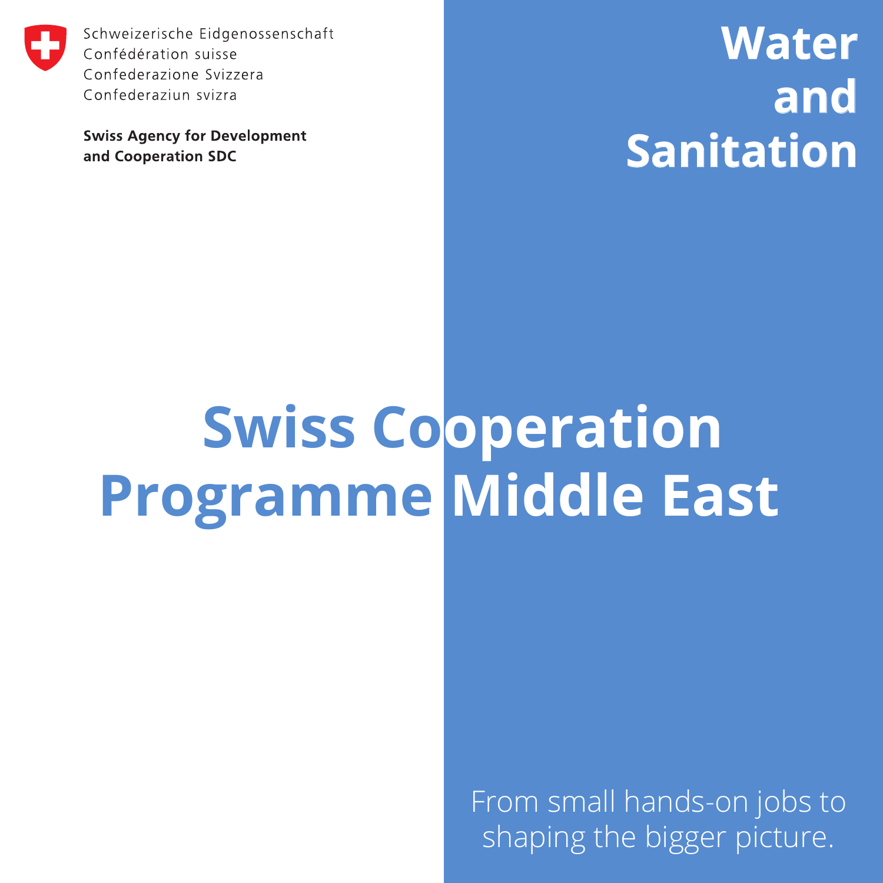Schweizerische Eidgenossenschaft
Confédération suisse
Confederazione Svizzera
Confederaziun svizra

**Swiss Agency for Development and Cooperation SDC**

# Water and Sanitation

# Swiss Cooperation Programme Middle East

From small hands-on jobs to shaping the bigger picture.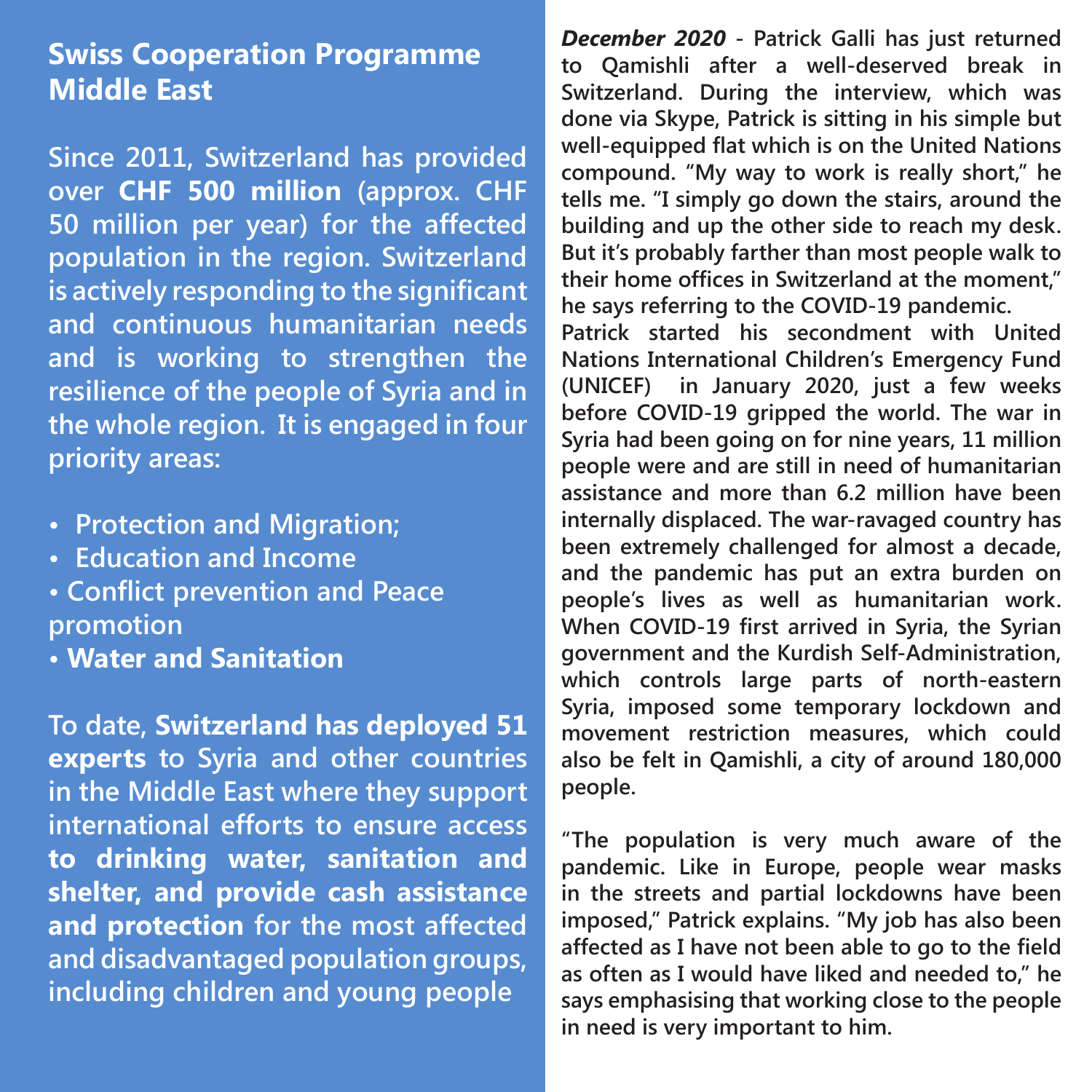## Swiss Cooperation Programme Middle East

Since 2011, Switzerland has provided over **CHF 500 million** (approx. CHF 50 million per year) for the affected population in the region. Switzerland is actively responding to the significant and continuous humanitarian needs and is working to strengthen the resilience of the people of Syria and in the whole region. It is engaged in four priority areas:

- Protection and Migration;
- Education and Income
- Conflict prevention and Peace promotion
- **Water and Sanitation**

To date, **Switzerland has deployed 51 experts** to Syria and other countries in the Middle East where they support international efforts to ensure access **to drinking water, sanitation and shelter, and provide cash assistance and protection** for the most affected and disadvantaged population groups, including children and young people

***December 2020*** - Patrick Galli has just returned to Qamishli after a well-deserved break in Switzerland. During the interview, which was done via Skype, Patrick is sitting in his simple but well-equipped flat which is on the United Nations compound. "My way to work is really short," he tells me. "I simply go down the stairs, around the building and up the other side to reach my desk. But it's probably farther than most people walk to their home offices in Switzerland at the moment," he says referring to the COVID-19 pandemic.

Patrick started his secondment with United Nations International Children's Emergency Fund (UNICEF) in January 2020, just a few weeks before COVID-19 gripped the world. The war in Syria had been going on for nine years, 11 million people were and are still in need of humanitarian assistance and more than 6.2 million have been internally displaced. The war-ravaged country has been extremely challenged for almost a decade, and the pandemic has put an extra burden on people's lives as well as humanitarian work. When COVID-19 first arrived in Syria, the Syrian government and the Kurdish Self-Administration, which controls large parts of north-eastern Syria, imposed some temporary lockdown and movement restriction measures, which could also be felt in Qamishli, a city of around 180,000 people.

"The population is very much aware of the pandemic. Like in Europe, people wear masks in the streets and partial lockdowns have been imposed," Patrick explains. "My job has also been affected as I have not been able to go to the field as often as I would have liked and needed to," he says emphasising that working close to the people in need is very important to him.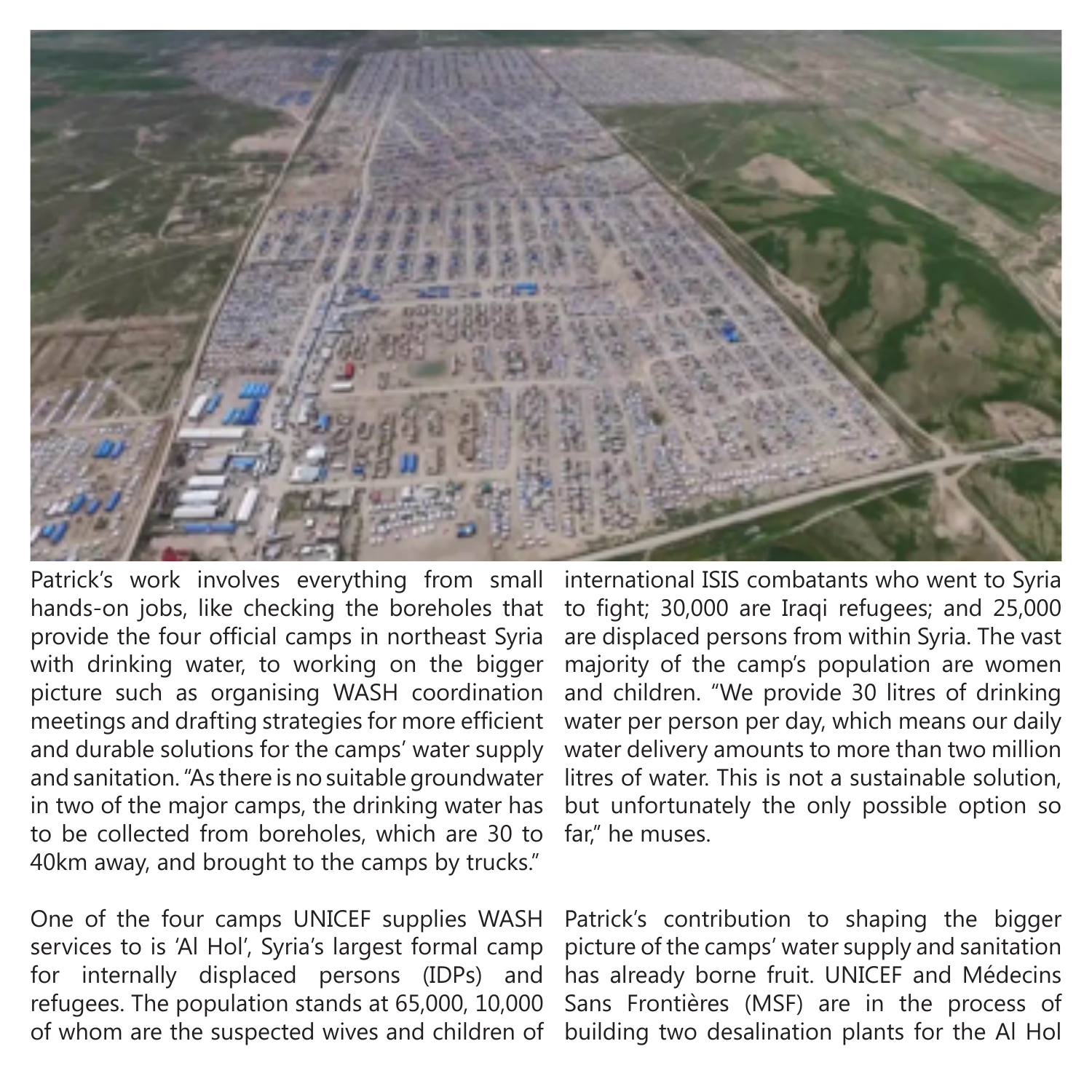Patrick's work involves everything from small hands-on jobs, like checking the boreholes that provide the four official camps in northeast Syria with drinking water, to working on the bigger picture such as organising WASH coordination meetings and drafting strategies for more efficient and durable solutions for the camps' water supply and sanitation. "As there is no suitable groundwater in two of the major camps, the drinking water has to be collected from boreholes, which are 30 to 40km away, and brought to the camps by trucks."

One of the four camps UNICEF supplies WASH services to is 'Al Hol', Syria's largest formal camp for internally displaced persons (IDPs) and refugees. The population stands at 65,000, 10,000 of whom are the suspected wives and children of international ISIS combatants who went to Syria to fight; 30,000 are Iraqi refugees; and 25,000 are displaced persons from within Syria. The vast majority of the camp's population are women and children. "We provide 30 litres of drinking water per person per day, which means our daily water delivery amounts to more than two million litres of water. This is not a sustainable solution, but unfortunately the only possible option so far," he muses.

Patrick's contribution to shaping the bigger picture of the camps' water supply and sanitation has already borne fruit. UNICEF and Médecins Sans Frontières (MSF) are in the process of building two desalination plants for the Al Hol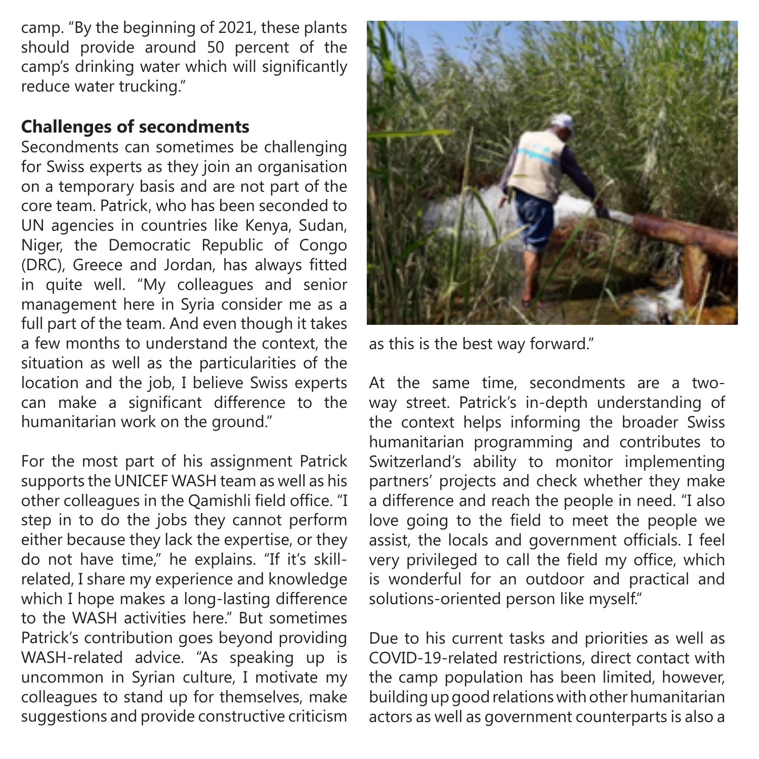camp. "By the beginning of 2021, these plants should provide around 50 percent of the camp's drinking water which will significantly reduce water trucking."

## Challenges of secondments

Secondments can sometimes be challenging for Swiss experts as they join an organisation on a temporary basis and are not part of the core team. Patrick, who has been seconded to UN agencies in countries like Kenya, Sudan, Niger, the Democratic Republic of Congo (DRC), Greece and Jordan, has always fitted in quite well. "My colleagues and senior management here in Syria consider me as a full part of the team. And even though it takes a few months to understand the context, the situation as well as the particularities of the location and the job, I believe Swiss experts can make a significant difference to the humanitarian work on the ground."

For the most part of his assignment Patrick supports the UNICEF WASH team as well as his other colleagues in the Qamishli field office. "I step in to do the jobs they cannot perform either because they lack the expertise, or they do not have time," he explains. "If it's skill-related, I share my experience and knowledge which I hope makes a long-lasting difference to the WASH activities here." But sometimes Patrick's contribution goes beyond providing WASH-related advice. "As speaking up is uncommon in Syrian culture, I motivate my colleagues to stand up for themselves, make suggestions and provide constructive criticism as this is the best way forward."

At the same time, secondments are a two-way street. Patrick's in-depth understanding of the context helps informing the broader Swiss humanitarian programming and contributes to Switzerland's ability to monitor implementing partners' projects and check whether they make a difference and reach the people in need. "I also love going to the field to meet the people we assist, the locals and government officials. I feel very privileged to call the field my office, which is wonderful for an outdoor and practical and solutions-oriented person like myself."

Due to his current tasks and priorities as well as COVID-19-related restrictions, direct contact with the camp population has been limited, however, building up good relations with other humanitarian actors as well as government counterparts is also a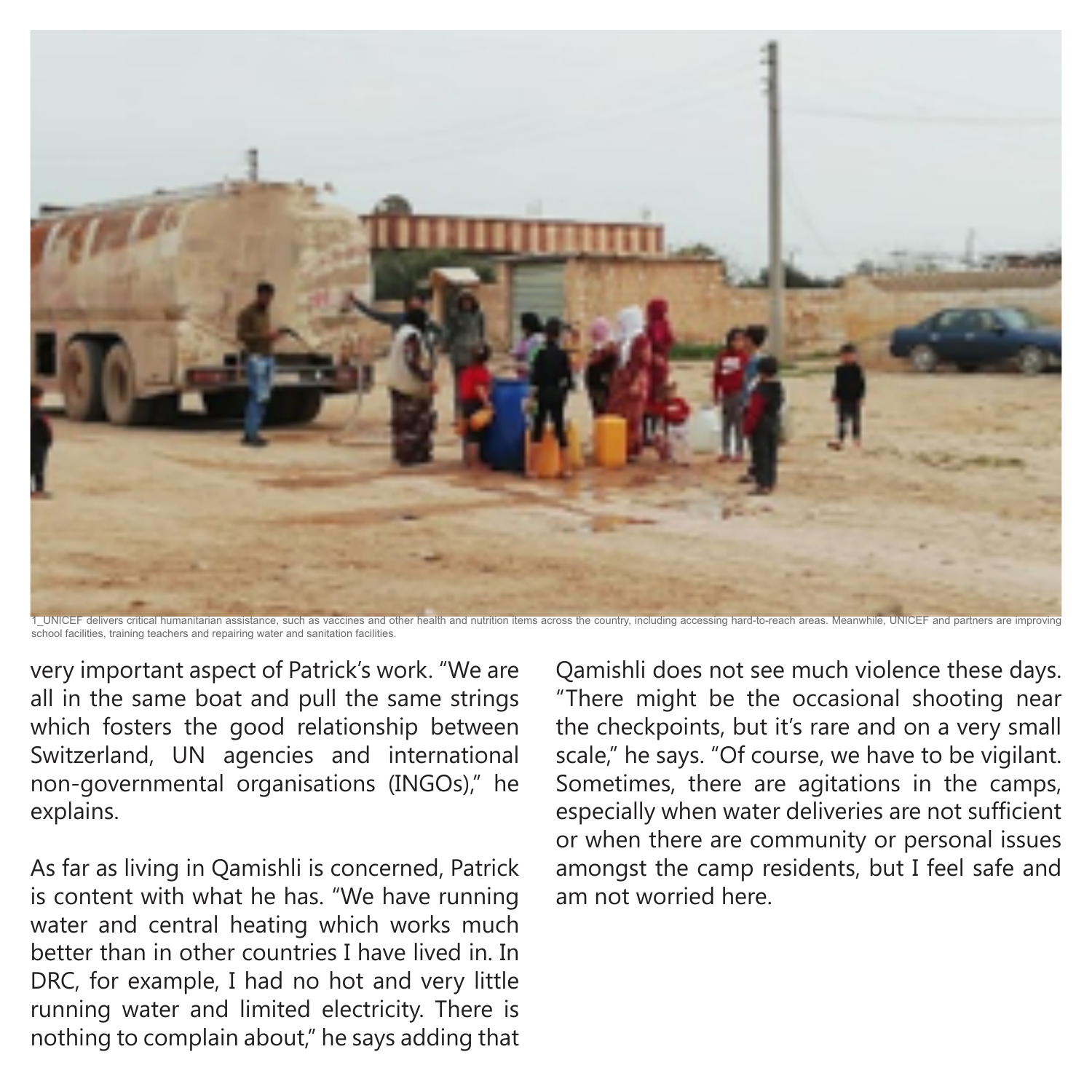1_UNICEF delivers critical humanitarian assistance, such as vaccines and other health and nutrition items across the country, including accessing hard-to-reach areas. Meanwhile, UNICEF and partners are improving school facilities, training teachers and repairing water and sanitation facilities.

very important aspect of Patrick's work. "We are all in the same boat and pull the same strings which fosters the good relationship between Switzerland, UN agencies and international non-governmental organisations (INGOs)," he explains.

As far as living in Qamishli is concerned, Patrick is content with what he has. "We have running water and central heating which works much better than in other countries I have lived in. In DRC, for example, I had no hot and very little running water and limited electricity. There is nothing to complain about," he says adding that Qamishli does not see much violence these days. "There might be the occasional shooting near the checkpoints, but it's rare and on a very small scale," he says. "Of course, we have to be vigilant. Sometimes, there are agitations in the camps, especially when water deliveries are not sufficient or when there are community or personal issues amongst the camp residents, but I feel safe and am not worried here.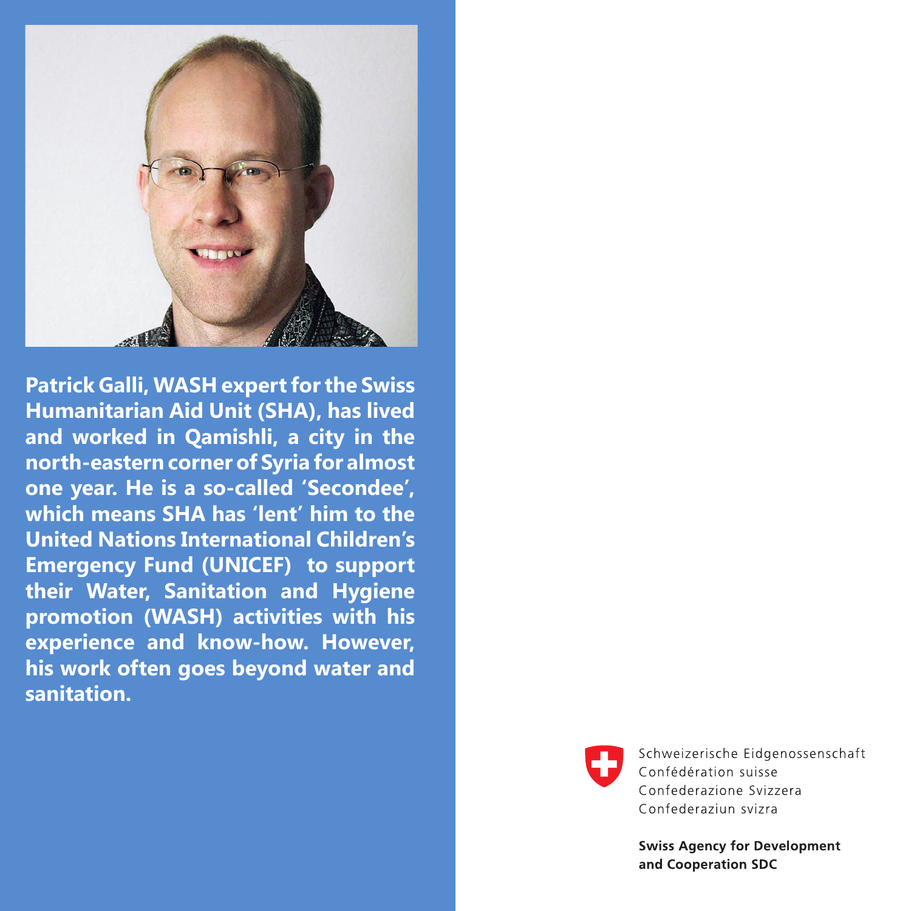**Patrick Galli, WASH expert for the Swiss Humanitarian Aid Unit (SHA), has lived and worked in Qamishli, a city in the north-eastern corner of Syria for almost one year. He is a so-called 'Secondee', which means SHA has 'lent' him to the United Nations International Children's Emergency Fund (UNICEF) to support their Water, Sanitation and Hygiene promotion (WASH) activities with his experience and know-how. However, his work often goes beyond water and sanitation.**

Schweizerische Eidgenossenschaft
Confédération suisse
Confederazione Svizzera
Confederaziun svizra

**Swiss Agency for Development and Cooperation SDC**